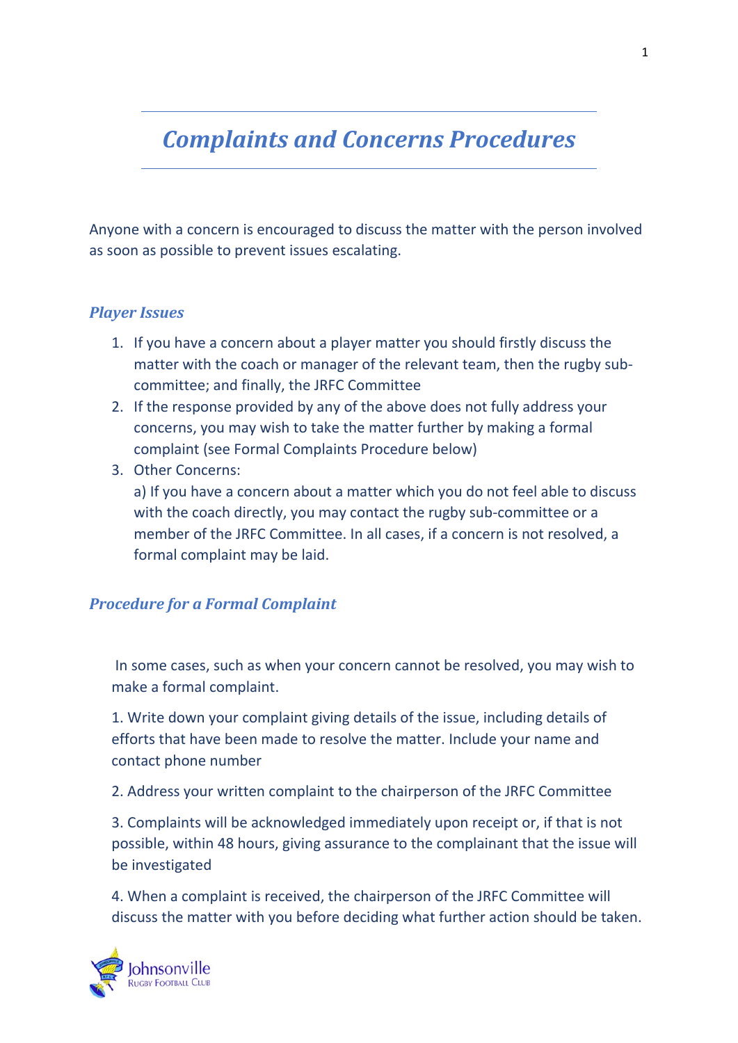# *Complaints and Concerns Procedures*

Anyone with a concern is encouraged to discuss the matter with the person involved as soon as possible to prevent issues escalating.

## *Player Issues*

1. If you have a concern about a player matter you should firstly discuss the matter with the coach or manager of the relevant team, then the rugby sub-committee; and finally, the JRFC Committee
2. If the response provided by any of the above does not fully address your concerns, you may wish to take the matter further by making a formal complaint (see Formal Complaints Procedure below)
3. Other Concerns:
   a) If you have a concern about a matter which you do not feel able to discuss with the coach directly, you may contact the rugby sub-committee or a member of the JRFC Committee. In all cases, if a concern is not resolved, a formal complaint may be laid.

## *Procedure for a Formal Complaint*

In some cases, such as when your concern cannot be resolved, you may wish to make a formal complaint.

1. Write down your complaint giving details of the issue, including details of efforts that have been made to resolve the matter. Include your name and contact phone number

2. Address your written complaint to the chairperson of the JRFC Committee

3. Complaints will be acknowledged immediately upon receipt or, if that is not possible, within 48 hours, giving assurance to the complainant that the issue will be investigated

4. When a complaint is received, the chairperson of the JRFC Committee will discuss the matter with you before deciding what further action should be taken.

Johnsonville Rugby Football Club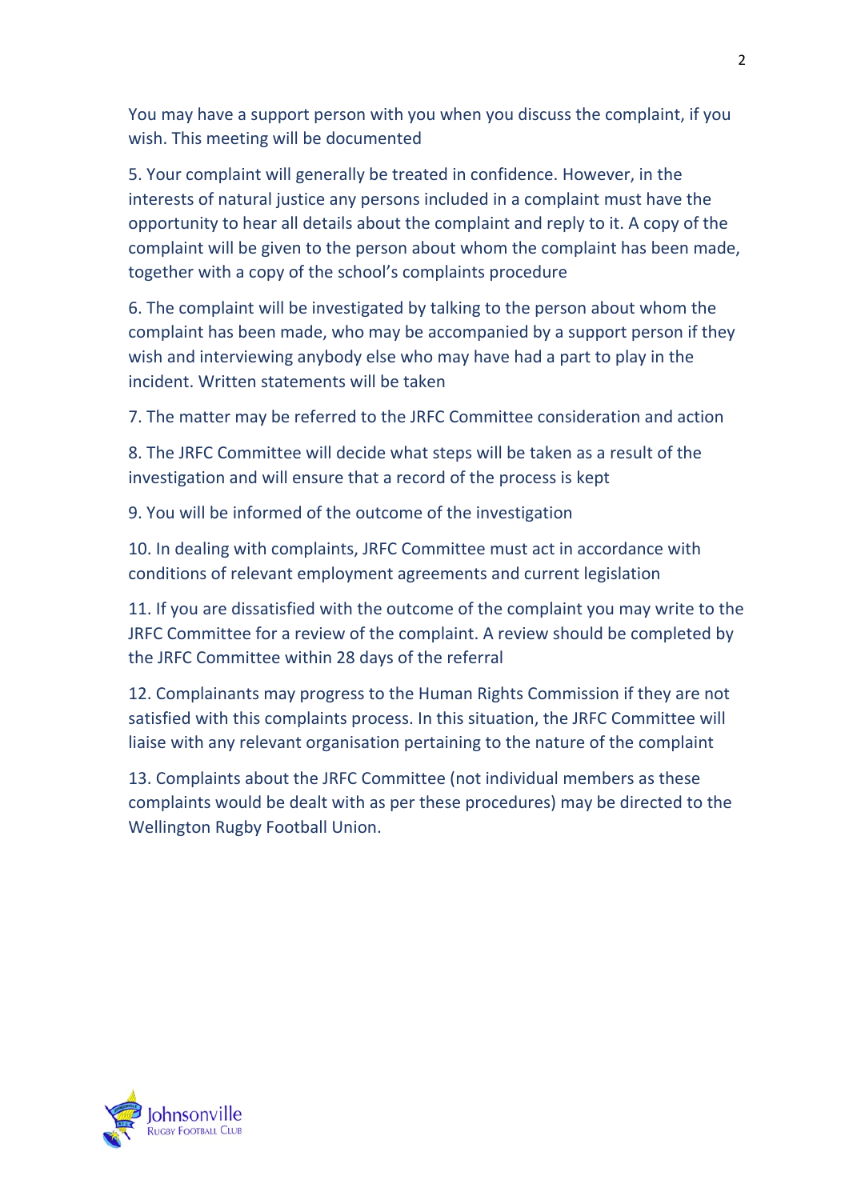You may have a support person with you when you discuss the complaint, if you wish. This meeting will be documented

5. Your complaint will generally be treated in confidence. However, in the interests of natural justice any persons included in a complaint must have the opportunity to hear all details about the complaint and reply to it. A copy of the complaint will be given to the person about whom the complaint has been made, together with a copy of the school's complaints procedure

6. The complaint will be investigated by talking to the person about whom the complaint has been made, who may be accompanied by a support person if they wish and interviewing anybody else who may have had a part to play in the incident. Written statements will be taken

7. The matter may be referred to the JRFC Committee consideration and action

8. The JRFC Committee will decide what steps will be taken as a result of the investigation and will ensure that a record of the process is kept

9. You will be informed of the outcome of the investigation

10. In dealing with complaints, JRFC Committee must act in accordance with conditions of relevant employment agreements and current legislation

11. If you are dissatisfied with the outcome of the complaint you may write to the JRFC Committee for a review of the complaint. A review should be completed by the JRFC Committee within 28 days of the referral

12. Complainants may progress to the Human Rights Commission if they are not satisfied with this complaints process. In this situation, the JRFC Committee will liaise with any relevant organisation pertaining to the nature of the complaint

13. Complaints about the JRFC Committee (not individual members as these complaints would be dealt with as per these procedures) may be directed to the Wellington Rugby Football Union.